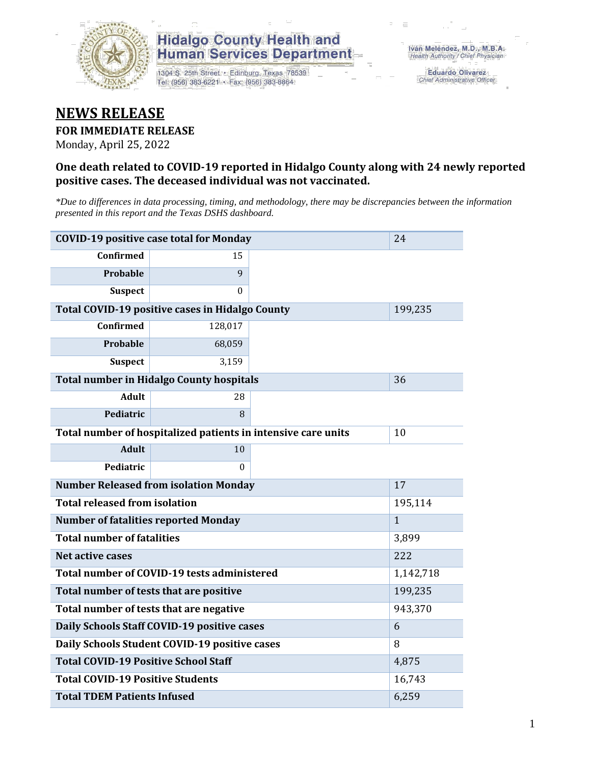Hidalgo County Health and Human Services Department

1304 S. 25th Street • Edinburg, Texas 78539
Tel: (956) 383-6221 • Fax: (956) 383-8864

Iván Meléndez, M.D., M.B.A.
Health Authority / Chief Physician

Eduardo Olivarez
Chief Administrative Officer

# NEWS RELEASE

**FOR IMMEDIATE RELEASE**

Monday, April 25, 2022

### One death related to COVID-19 reported in Hidalgo County along with 24 newly reported positive cases. The deceased individual was not vaccinated.

*\*Due to differences in data processing, timing, and methodology, there may be discrepancies between the information presented in this report and the Texas DSHS dashboard.*

| | | |
|---|---|---|
| **COVID-19 positive case total for Monday** | | 24 |
| **Confirmed** | 15 | |
| **Probable** | 9 | |
| **Suspect** | 0 | |
| **Total COVID-19 positive cases in Hidalgo County** | | 199,235 |
| **Confirmed** | 128,017 | |
| **Probable** | 68,059 | |
| **Suspect** | 3,159 | |
| **Total number in Hidalgo County hospitals** | | 36 |
| **Adult** | 28 | |
| **Pediatric** | 8 | |
| **Total number of hospitalized patients in intensive care units** | | 10 |
| **Adult** | 10 | |
| **Pediatric** | 0 | |
| **Number Released from isolation Monday** | | 17 |
| **Total released from isolation** | | 195,114 |
| **Number of fatalities reported Monday** | | 1 |
| **Total number of fatalities** | | 3,899 |
| **Net active cases** | | 222 |
| **Total number of COVID-19 tests administered** | | 1,142,718 |
| **Total number of tests that are positive** | | 199,235 |
| **Total number of tests that are negative** | | 943,370 |
| **Daily Schools Staff COVID-19 positive cases** | | 6 |
| **Daily Schools Student COVID-19 positive cases** | | 8 |
| **Total COVID-19 Positive School Staff** | | 4,875 |
| **Total COVID-19 Positive Students** | | 16,743 |
| **Total TDEM Patients Infused** | | 6,259 |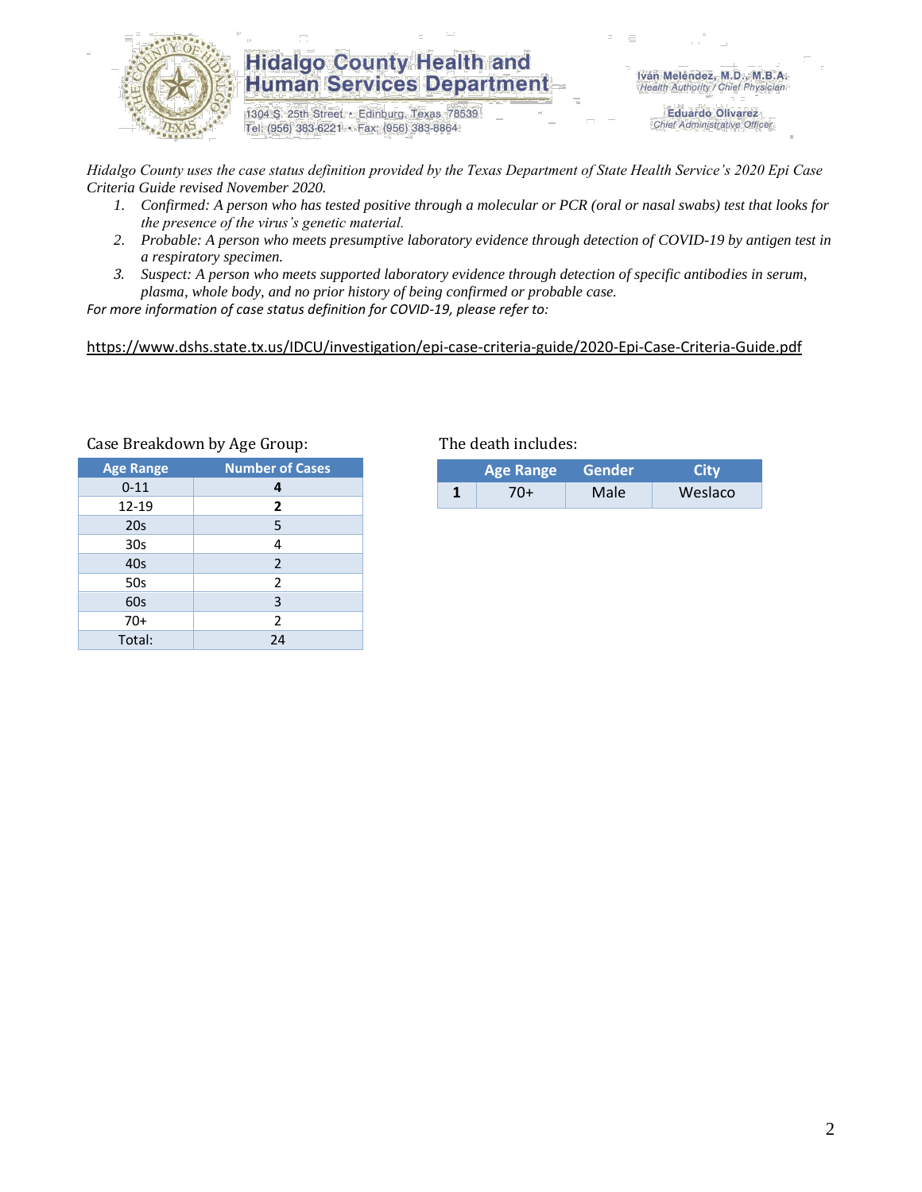# Hidalgo County Health and Human Services Department

1304 S. 25th Street • Edinburg, Texas 78539
Tel: (956) 383-6221 • Fax: (956) 383-8864

Iván Meléndez, M.D., M.B.A.
*Health Authority / Chief Physician*

Eduardo Olivarez
*Chief Administrative Officer*

*Hidalgo County uses the case status definition provided by the Texas Department of State Health Service's 2020 Epi Case Criteria Guide revised November 2020.*

1. *Confirmed: A person who has tested positive through a molecular or PCR (oral or nasal swabs) test that looks for the presence of the virus's genetic material.*
2. *Probable: A person who meets presumptive laboratory evidence through detection of COVID-19 by antigen test in a respiratory specimen.*
3. *Suspect: A person who meets supported laboratory evidence through detection of specific antibodies in serum, plasma, whole body, and no prior history of being confirmed or probable case.*

*For more information of case status definition for COVID-19, please refer to:*

https://www.dshs.state.tx.us/IDCU/investigation/epi-case-criteria-guide/2020-Epi-Case-Criteria-Guide.pdf

Case Breakdown by Age Group:

| Age Range | Number of Cases |
|---|---|
| 0-11 | **4** |
| 12-19 | **2** |
| 20s | 5 |
| 30s | 4 |
| 40s | 2 |
| 50s | 2 |
| 60s | 3 |
| 70+ | 2 |
| Total: | 24 |

The death includes:

| | Age Range | Gender | City |
|---|---|---|---|
| **1** | 70+ | Male | Weslaco |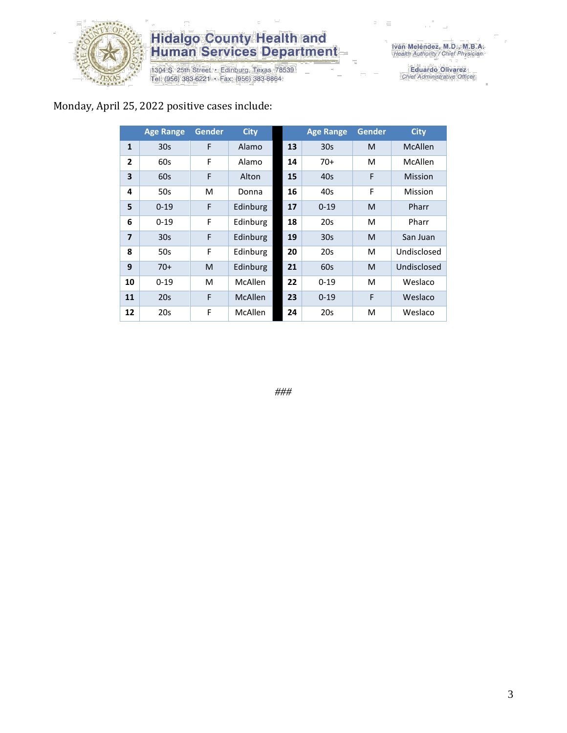Hidalgo County Health and Human Services Department

1304 S. 25th Street • Edinburg, Texas 78539
Tel: (956) 383-6221 • Fax: (956) 383-8864

Iván Meléndez, M.D., M.B.A.
Health Authority / Chief Physician

Eduardo Olivarez
Chief Administrative Officer

Monday, April 25, 2022 positive cases include:

| | Age Range | Gender | City | | Age Range | Gender | City |
|---|---|---|---|---|---|---|---|
| **1** | 30s | F | Alamo | **13** | 30s | M | McAllen |
| **2** | 60s | F | Alamo | **14** | 70+ | M | McAllen |
| **3** | 60s | F | Alton | **15** | 40s | F | Mission |
| **4** | 50s | M | Donna | **16** | 40s | F | Mission |
| **5** | 0-19 | F | Edinburg | **17** | 0-19 | M | Pharr |
| **6** | 0-19 | F | Edinburg | **18** | 20s | M | Pharr |
| **7** | 30s | F | Edinburg | **19** | 30s | M | San Juan |
| **8** | 50s | F | Edinburg | **20** | 20s | M | Undisclosed |
| **9** | 70+ | M | Edinburg | **21** | 60s | M | Undisclosed |
| **10** | 0-19 | M | McAllen | **22** | 0-19 | M | Weslaco |
| **11** | 20s | F | McAllen | **23** | 0-19 | F | Weslaco |
| **12** | 20s | F | McAllen | **24** | 20s | M | Weslaco |

###